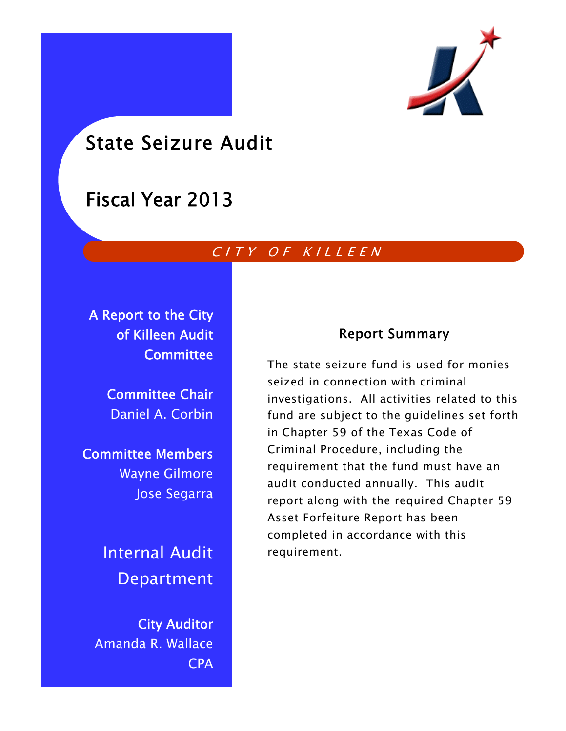# State Seizure Audit

# Fiscal Year 2013

*CITY OF KILLEEN*

**A Report to the City of Killeen Audit Committee**

**Committee Chair**
Daniel A. Corbin

**Committee Members**
Wayne Gilmore
Jose Segarra

## Internal Audit Department

**City Auditor**
Amanda R. Wallace
CPA

### Report Summary

The state seizure fund is used for monies seized in connection with criminal investigations. All activities related to this fund are subject to the guidelines set forth in Chapter 59 of the Texas Code of Criminal Procedure, including the requirement that the fund must have an audit conducted annually. This audit report along with the required Chapter 59 Asset Forfeiture Report has been completed in accordance with this requirement.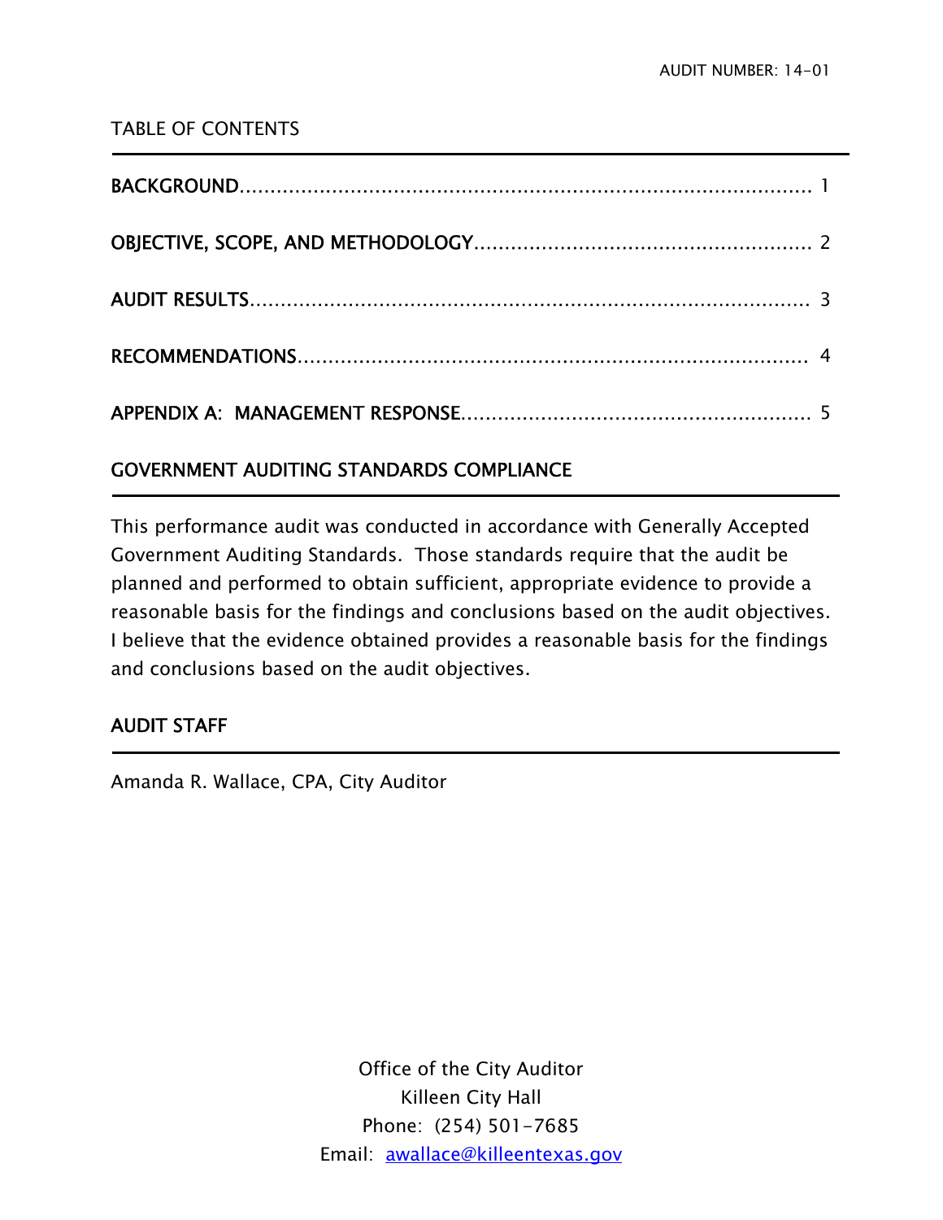AUDIT NUMBER: 14-01

## TABLE OF CONTENTS

| | |
|---|---|
| BACKGROUND | 1 |
| OBJECTIVE, SCOPE, AND METHODOLOGY | 2 |
| AUDIT RESULTS | 3 |
| RECOMMENDATIONS | 4 |
| APPENDIX A: MANAGEMENT RESPONSE | 5 |

## GOVERNMENT AUDITING STANDARDS COMPLIANCE

This performance audit was conducted in accordance with Generally Accepted Government Auditing Standards. Those standards require that the audit be planned and performed to obtain sufficient, appropriate evidence to provide a reasonable basis for the findings and conclusions based on the audit objectives. I believe that the evidence obtained provides a reasonable basis for the findings and conclusions based on the audit objectives.

## AUDIT STAFF

Amanda R. Wallace, CPA, City Auditor

Office of the City Auditor
Killeen City Hall
Phone: (254) 501-7685
Email: awallace@killeentexas.gov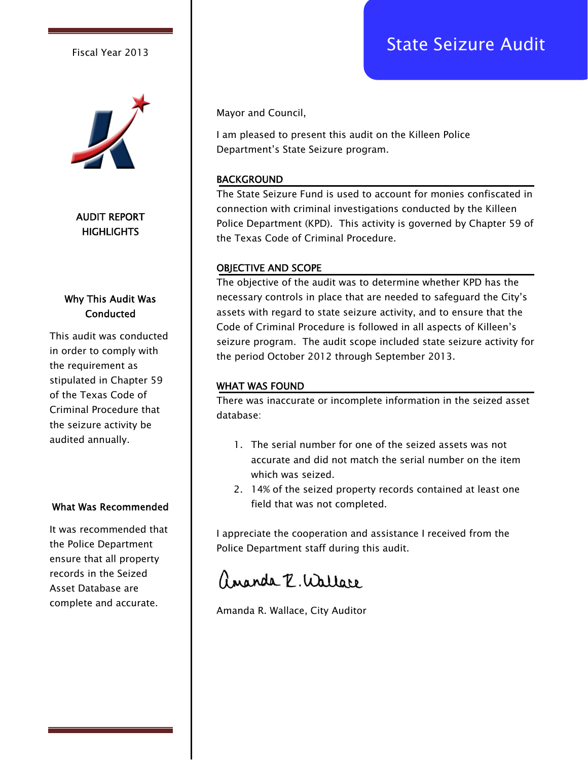Fiscal Year 2013

# State Seizure Audit

## AUDIT REPORT HIGHLIGHTS

### Why This Audit Was Conducted

This audit was conducted in order to comply with the requirement as stipulated in Chapter 59 of the Texas Code of Criminal Procedure that the seizure activity be audited annually.

### What Was Recommended

It was recommended that the Police Department ensure that all property records in the Seized Asset Database are complete and accurate.

Mayor and Council,

I am pleased to present this audit on the Killeen Police Department's State Seizure program.

### BACKGROUND

The State Seizure Fund is used to account for monies confiscated in connection with criminal investigations conducted by the Killeen Police Department (KPD). This activity is governed by Chapter 59 of the Texas Code of Criminal Procedure.

### OBJECTIVE AND SCOPE

The objective of the audit was to determine whether KPD has the necessary controls in place that are needed to safeguard the City's assets with regard to state seizure activity, and to ensure that the Code of Criminal Procedure is followed in all aspects of Killeen's seizure program. The audit scope included state seizure activity for the period October 2012 through September 2013.

### WHAT WAS FOUND

There was inaccurate or incomplete information in the seized asset database:

1. The serial number for one of the seized assets was not accurate and did not match the serial number on the item which was seized.
2. 14% of the seized property records contained at least one field that was not completed.

I appreciate the cooperation and assistance I received from the Police Department staff during this audit.

Amanda R. Wallace

Amanda R. Wallace, City Auditor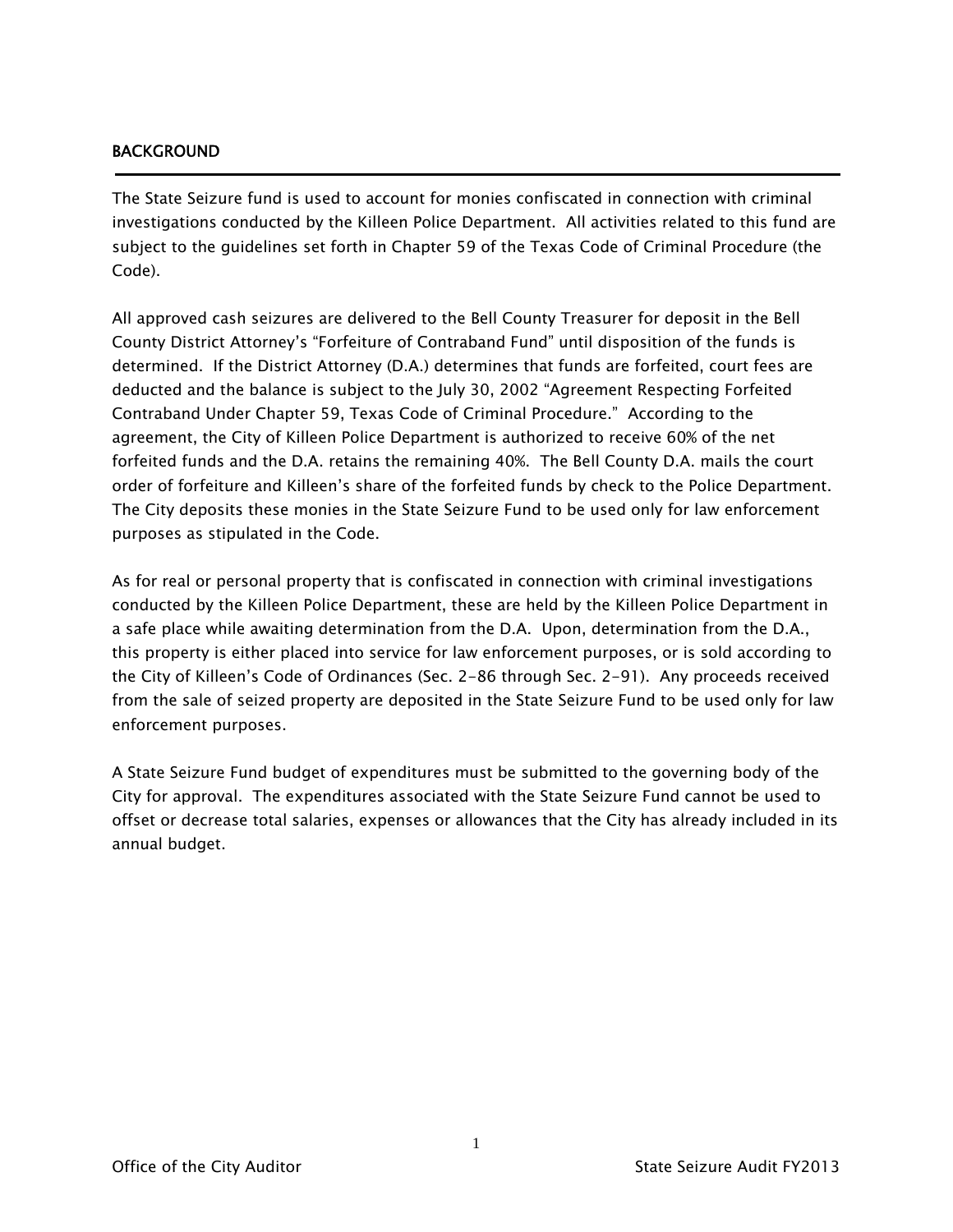## BACKGROUND

The State Seizure fund is used to account for monies confiscated in connection with criminal investigations conducted by the Killeen Police Department. All activities related to this fund are subject to the guidelines set forth in Chapter 59 of the Texas Code of Criminal Procedure (the Code).

All approved cash seizures are delivered to the Bell County Treasurer for deposit in the Bell County District Attorney's "Forfeiture of Contraband Fund" until disposition of the funds is determined. If the District Attorney (D.A.) determines that funds are forfeited, court fees are deducted and the balance is subject to the July 30, 2002 "Agreement Respecting Forfeited Contraband Under Chapter 59, Texas Code of Criminal Procedure." According to the agreement, the City of Killeen Police Department is authorized to receive 60% of the net forfeited funds and the D.A. retains the remaining 40%. The Bell County D.A. mails the court order of forfeiture and Killeen's share of the forfeited funds by check to the Police Department. The City deposits these monies in the State Seizure Fund to be used only for law enforcement purposes as stipulated in the Code.

As for real or personal property that is confiscated in connection with criminal investigations conducted by the Killeen Police Department, these are held by the Killeen Police Department in a safe place while awaiting determination from the D.A. Upon, determination from the D.A., this property is either placed into service for law enforcement purposes, or is sold according to the City of Killeen's Code of Ordinances (Sec. 2-86 through Sec. 2-91). Any proceeds received from the sale of seized property are deposited in the State Seizure Fund to be used only for law enforcement purposes.

A State Seizure Fund budget of expenditures must be submitted to the governing body of the City for approval. The expenditures associated with the State Seizure Fund cannot be used to offset or decrease total salaries, expenses or allowances that the City has already included in its annual budget.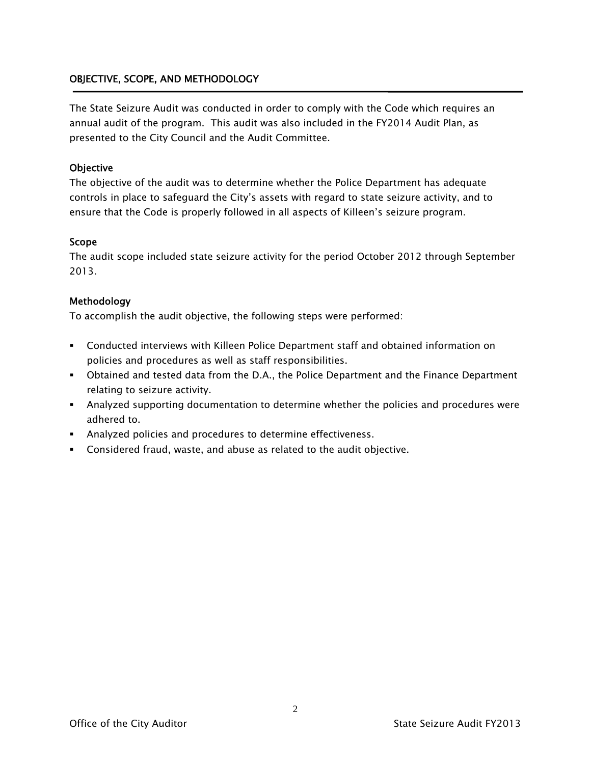## OBJECTIVE, SCOPE, AND METHODOLOGY

The State Seizure Audit was conducted in order to comply with the Code which requires an annual audit of the program. This audit was also included in the FY2014 Audit Plan, as presented to the City Council and the Audit Committee.

### Objective

The objective of the audit was to determine whether the Police Department has adequate controls in place to safeguard the City's assets with regard to state seizure activity, and to ensure that the Code is properly followed in all aspects of Killeen's seizure program.

### Scope

The audit scope included state seizure activity for the period October 2012 through September 2013.

### Methodology

To accomplish the audit objective, the following steps were performed:

- Conducted interviews with Killeen Police Department staff and obtained information on policies and procedures as well as staff responsibilities.
- Obtained and tested data from the D.A., the Police Department and the Finance Department relating to seizure activity.
- Analyzed supporting documentation to determine whether the policies and procedures were adhered to.
- Analyzed policies and procedures to determine effectiveness.
- Considered fraud, waste, and abuse as related to the audit objective.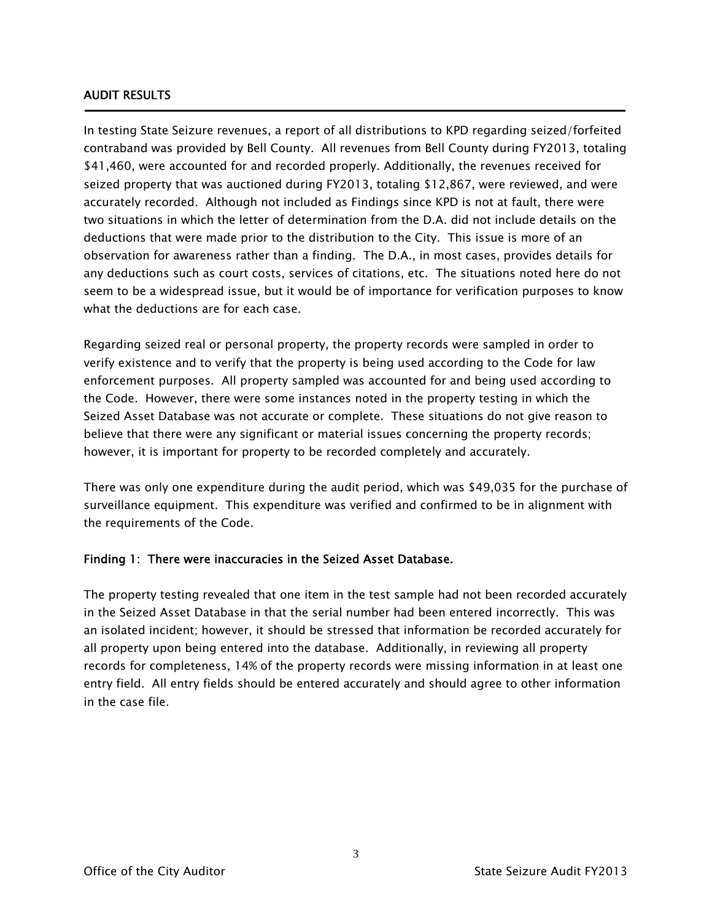## AUDIT RESULTS

In testing State Seizure revenues, a report of all distributions to KPD regarding seized/forfeited contraband was provided by Bell County. All revenues from Bell County during FY2013, totaling $41,460, were accounted for and recorded properly. Additionally, the revenues received for seized property that was auctioned during FY2013, totaling $12,867, were reviewed, and were accurately recorded. Although not included as Findings since KPD is not at fault, there were two situations in which the letter of determination from the D.A. did not include details on the deductions that were made prior to the distribution to the City. This issue is more of an observation for awareness rather than a finding. The D.A., in most cases, provides details for any deductions such as court costs, services of citations, etc. The situations noted here do not seem to be a widespread issue, but it would be of importance for verification purposes to know what the deductions are for each case.

Regarding seized real or personal property, the property records were sampled in order to verify existence and to verify that the property is being used according to the Code for law enforcement purposes. All property sampled was accounted for and being used according to the Code. However, there were some instances noted in the property testing in which the Seized Asset Database was not accurate or complete. These situations do not give reason to believe that there were any significant or material issues concerning the property records; however, it is important for property to be recorded completely and accurately.

There was only one expenditure during the audit period, which was $49,035 for the purchase of surveillance equipment. This expenditure was verified and confirmed to be in alignment with the requirements of the Code.

### Finding 1: There were inaccuracies in the Seized Asset Database.

The property testing revealed that one item in the test sample had not been recorded accurately in the Seized Asset Database in that the serial number had been entered incorrectly. This was an isolated incident; however, it should be stressed that information be recorded accurately for all property upon being entered into the database. Additionally, in reviewing all property records for completeness, 14% of the property records were missing information in at least one entry field. All entry fields should be entered accurately and should agree to other information in the case file.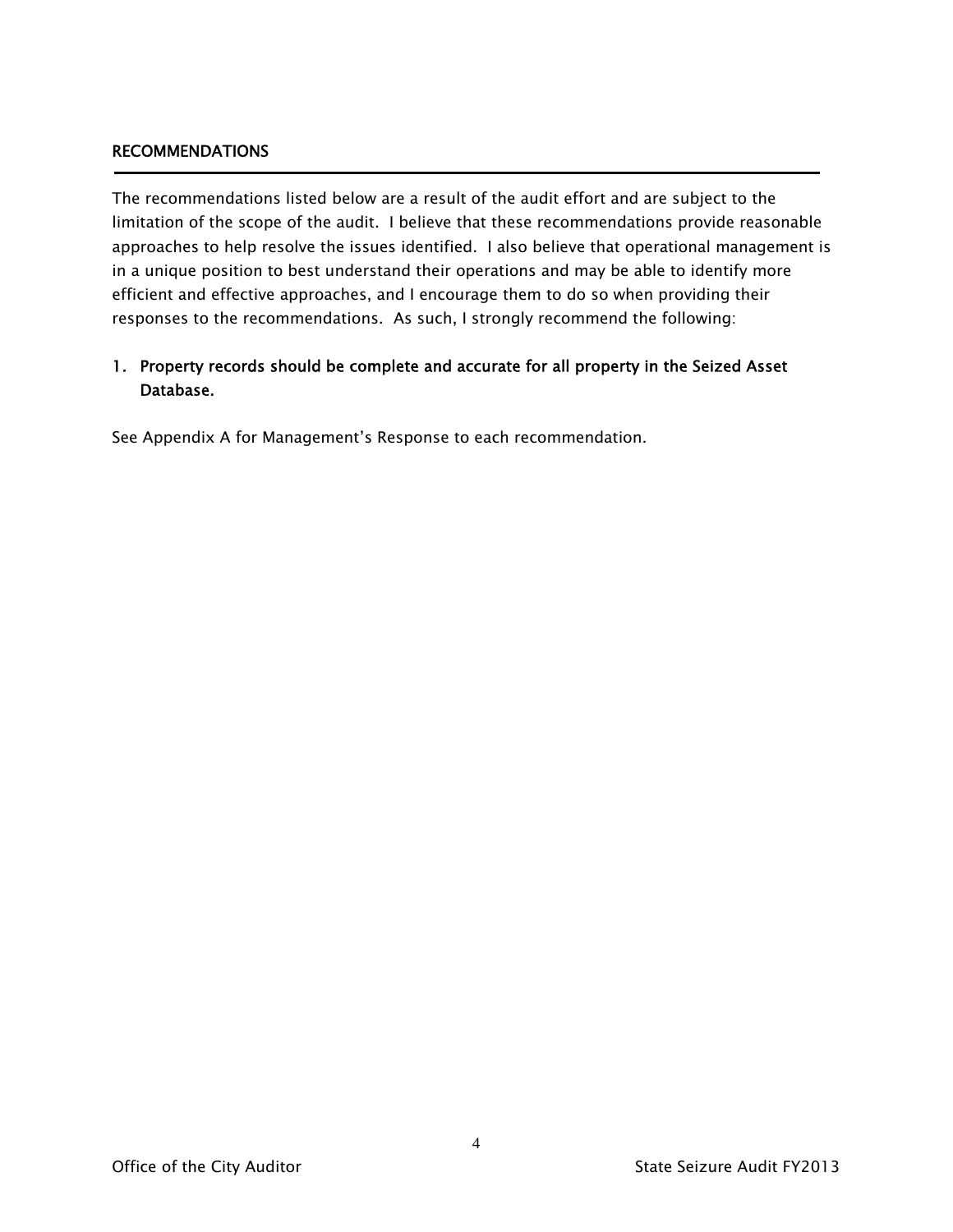## RECOMMENDATIONS

The recommendations listed below are a result of the audit effort and are subject to the limitation of the scope of the audit. I believe that these recommendations provide reasonable approaches to help resolve the issues identified. I also believe that operational management is in a unique position to best understand their operations and may be able to identify more efficient and effective approaches, and I encourage them to do so when providing their responses to the recommendations. As such, I strongly recommend the following:

1. **Property records should be complete and accurate for all property in the Seized Asset Database.**

See Appendix A for Management's Response to each recommendation.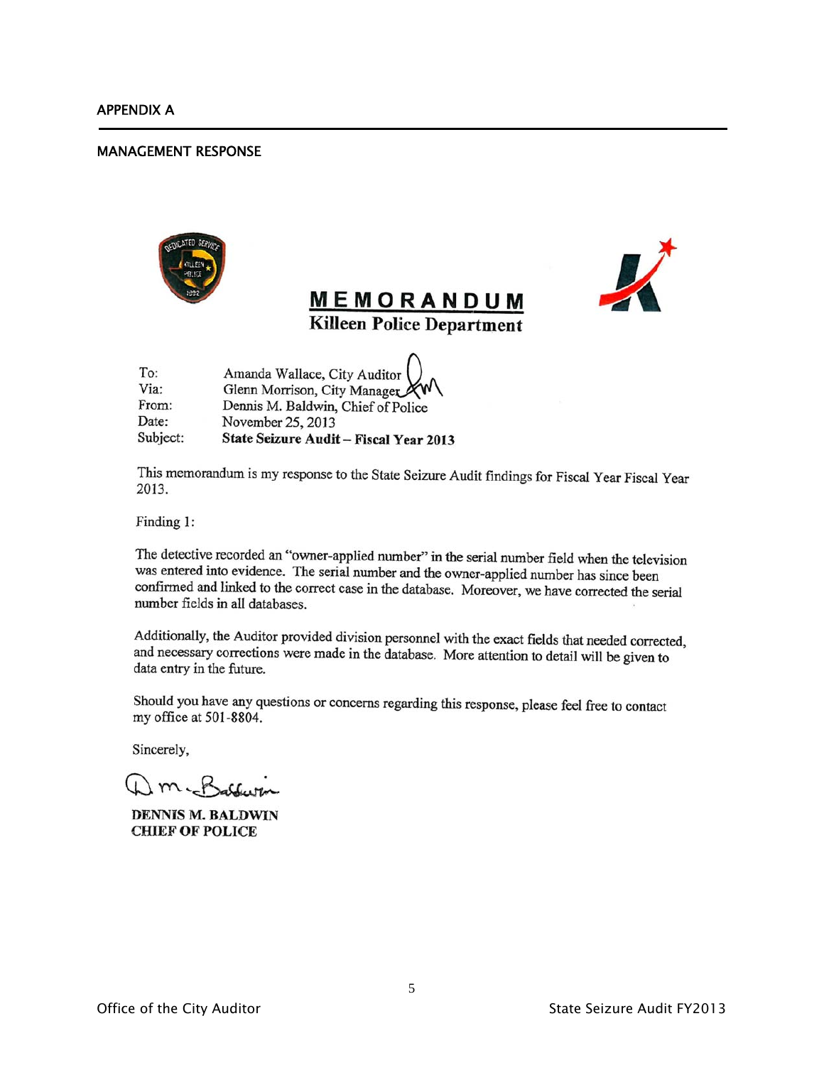APPENDIX A

## MANAGEMENT RESPONSE

# MEMORANDUM

**Killeen Police Department**

| | |
|---|---|
| To: | Amanda Wallace, City Auditor |
| Via: | Glenn Morrison, City Manager |
| From: | Dennis M. Baldwin, Chief of Police |
| Date: | November 25, 2013 |
| Subject: | **State Seizure Audit – Fiscal Year 2013** |

This memorandum is my response to the State Seizure Audit findings for Fiscal Year Fiscal Year 2013.

Finding 1:

The detective recorded an "owner-applied number" in the serial number field when the television was entered into evidence. The serial number and the owner-applied number has since been confirmed and linked to the correct case in the database. Moreover, we have corrected the serial number fields in all databases.

Additionally, the Auditor provided division personnel with the exact fields that needed corrected, and necessary corrections were made in the database. More attention to detail will be given to data entry in the future.

Should you have any questions or concerns regarding this response, please feel free to contact my office at 501-8804.

Sincerely,

**DENNIS M. BALDWIN**
**CHIEF OF POLICE**